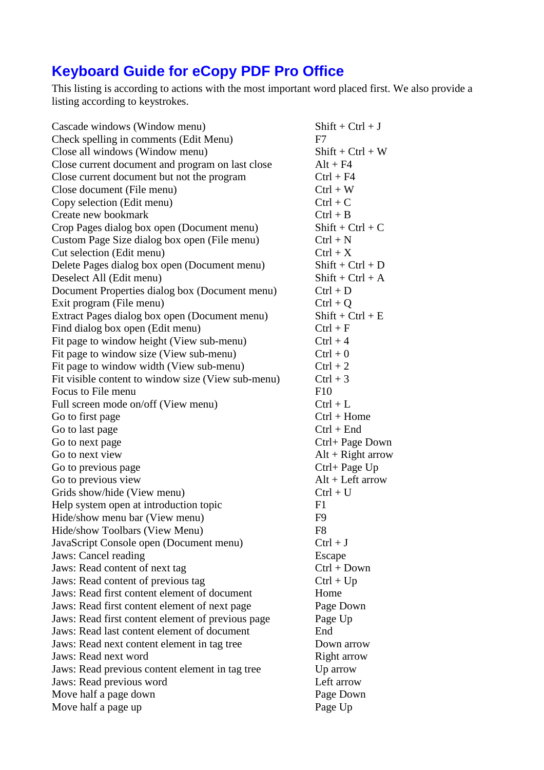# Keyboard Guide for eCopy PDF Pro Office

This listing is according to actions with the most important word placed first. We also provide a listing according to keystrokes.

| Action | Keystroke |
|---|---|
| Cascade windows (Window menu) | Shift + Ctrl + J |
| Check spelling in comments (Edit Menu) | F7 |
| Close all windows (Window menu) | Shift + Ctrl + W |
| Close current document and program on last close | Alt + F4 |
| Close current document but not the program | Ctrl + F4 |
| Close document (File menu) | Ctrl + W |
| Copy selection (Edit menu) | Ctrl + C |
| Create new bookmark | Ctrl + B |
| Crop Pages dialog box open (Document menu) | Shift + Ctrl + C |
| Custom Page Size dialog box open (File menu) | Ctrl + N |
| Cut selection (Edit menu) | Ctrl + X |
| Delete Pages dialog box open (Document menu) | Shift + Ctrl + D |
| Deselect All (Edit menu) | Shift + Ctrl + A |
| Document Properties dialog box (Document menu) | Ctrl + D |
| Exit program (File menu) | Ctrl + Q |
| Extract Pages dialog box open (Document menu) | Shift + Ctrl + E |
| Find dialog box open (Edit menu) | Ctrl + F |
| Fit page to window height (View sub-menu) | Ctrl + 4 |
| Fit page to window size (View sub-menu) | Ctrl + 0 |
| Fit page to window width (View sub-menu) | Ctrl + 2 |
| Fit visible content to window size (View sub-menu) | Ctrl + 3 |
| Focus to File menu | F10 |
| Full screen mode on/off (View menu) | Ctrl + L |
| Go to first page | Ctrl + Home |
| Go to last page | Ctrl + End |
| Go to next page | Ctrl+ Page Down |
| Go to next view | Alt + Right arrow |
| Go to previous page | Ctrl+ Page Up |
| Go to previous view | Alt + Left arrow |
| Grids show/hide (View menu) | Ctrl + U |
| Help system open at introduction topic | F1 |
| Hide/show menu bar (View menu) | F9 |
| Hide/show Toolbars (View Menu) | F8 |
| JavaScript Console open (Document menu) | Ctrl + J |
| Jaws: Cancel reading | Escape |
| Jaws: Read content of next tag | Ctrl + Down |
| Jaws: Read content of previous tag | Ctrl + Up |
| Jaws: Read first content element of document | Home |
| Jaws: Read first content element of next page | Page Down |
| Jaws: Read first content element of previous page | Page Up |
| Jaws: Read last content element of document | End |
| Jaws: Read next content element in tag tree | Down arrow |
| Jaws: Read next word | Right arrow |
| Jaws: Read previous content element in tag tree | Up arrow |
| Jaws: Read previous word | Left arrow |
| Move half a page down | Page Down |
| Move half a page up | Page Up |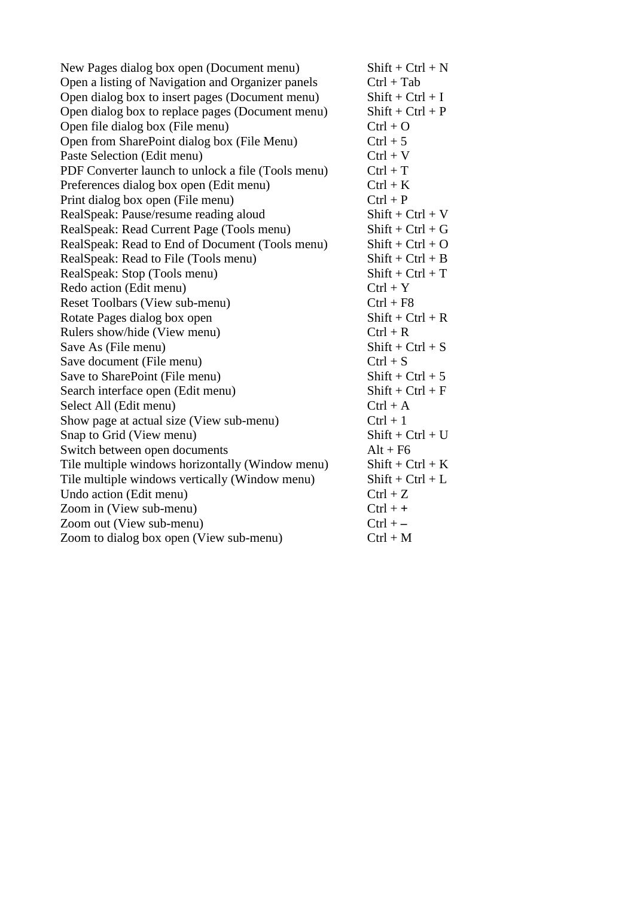| | |
|---|---|
| New Pages dialog box open (Document menu) | Shift + Ctrl + N |
| Open a listing of Navigation and Organizer panels | Ctrl + Tab |
| Open dialog box to insert pages (Document menu) | Shift + Ctrl + I |
| Open dialog box to replace pages (Document menu) | Shift + Ctrl + P |
| Open file dialog box (File menu) | Ctrl + O |
| Open from SharePoint dialog box (File Menu) | Ctrl + 5 |
| Paste Selection (Edit menu) | Ctrl + V |
| PDF Converter launch to unlock a file (Tools menu) | Ctrl + T |
| Preferences dialog box open (Edit menu) | Ctrl + K |
| Print dialog box open (File menu) | Ctrl + P |
| RealSpeak: Pause/resume reading aloud | Shift + Ctrl + V |
| RealSpeak: Read Current Page (Tools menu) | Shift + Ctrl + G |
| RealSpeak: Read to End of Document (Tools menu) | Shift + Ctrl + O |
| RealSpeak: Read to File (Tools menu) | Shift + Ctrl + B |
| RealSpeak: Stop (Tools menu) | Shift + Ctrl + T |
| Redo action (Edit menu) | Ctrl + Y |
| Reset Toolbars (View sub-menu) | Ctrl + F8 |
| Rotate Pages dialog box open | Shift + Ctrl + R |
| Rulers show/hide (View menu) | Ctrl + R |
| Save As (File menu) | Shift + Ctrl + S |
| Save document (File menu) | Ctrl + S |
| Save to SharePoint (File menu) | Shift + Ctrl + 5 |
| Search interface open (Edit menu) | Shift + Ctrl + F |
| Select All (Edit menu) | Ctrl + A |
| Show page at actual size (View sub-menu) | Ctrl + 1 |
| Snap to Grid (View menu) | Shift + Ctrl + U |
| Switch between open documents | Alt + F6 |
| Tile multiple windows horizontally (Window menu) | Shift + Ctrl + K |
| Tile multiple windows vertically (Window menu) | Shift + Ctrl + L |
| Undo action (Edit menu) | Ctrl + Z |
| Zoom in (View sub-menu) | Ctrl + **+** |
| Zoom out (View sub-menu) | Ctrl + **–** |
| Zoom to dialog box open (View sub-menu) | Ctrl + M |